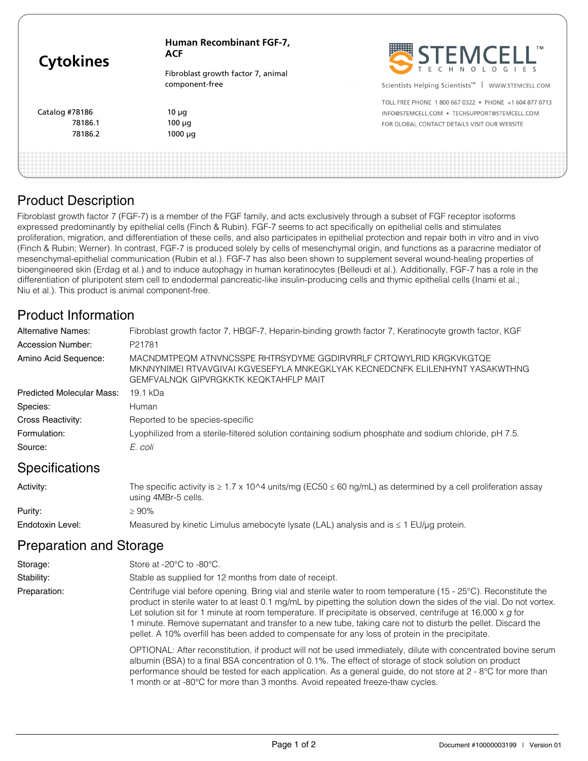# Cytokines

**Human Recombinant FGF-7, ACF**

Fibroblast growth factor 7, animal component-free

| Catalog # | Size |
|---|---|
| 78186 | 10 µg |
| 78186.1 | 100 µg |
| 78186.2 | 1000 µg |

STEMCELL™ TECHNOLOGIES

Scientists Helping Scientists™ | WWW.STEMCELL.COM

TOLL FREE PHONE 1 800 667 0322 • PHONE +1 604 877 0713
INFO@STEMCELL.COM • TECHSUPPORT@STEMCELL.COM
FOR GLOBAL CONTACT DETAILS VISIT OUR WEBSITE

## Product Description

Fibroblast growth factor 7 (FGF-7) is a member of the FGF family, and acts exclusively through a subset of FGF receptor isoforms expressed predominantly by epithelial cells (Finch & Rubin). FGF-7 seems to act specifically on epithelial cells and stimulates proliferation, migration, and differentiation of these cells, and also participates in epithelial protection and repair both in vitro and in vivo (Finch & Rubin; Werner). In contrast, FGF-7 is produced solely by cells of mesenchymal origin, and functions as a paracrine mediator of mesenchymal-epithelial communication (Rubin et al.). FGF-7 has also been shown to supplement several wound-healing properties of bioengineered skin (Erdag et al.) and to induce autophagy in human keratinocytes (Belleudi et al.). Additionally, FGF-7 has a role in the differentiation of pluripotent stem cell to endodermal pancreatic-like insulin-producing cells and thymic epithelial cells (Inami et al.; Niu et al.). This product is animal component-free.

## Product Information

| | |
|---|---|
| Alternative Names: | Fibroblast growth factor 7, HBGF-7, Heparin-binding growth factor 7, Keratinocyte growth factor, KGF |
| Accession Number: | P21781 |
| Amino Acid Sequence: | MACNDMTPEQM ATNVNCSSPE RHTRSYDYME GGDIRVRRLF CRTQWYLRID KRGKVKGTQE MKNNYNIMEI RTVAVGIVAI KGVESEFYLA MNKEGKLYAK KECNEDCNFK ELILENHYNT YASAKWTHNG GEMFVALNQK GIPVRGKKTK KEQKTAHFLP MAIT |
| Predicted Molecular Mass: | 19.1 kDa |
| Species: | Human |
| Cross Reactivity: | Reported to be species-specific |
| Formulation: | Lyophilized from a sterile-filtered solution containing sodium phosphate and sodium chloride, pH 7.5. |
| Source: | *E. coli* |

## Specifications

| | |
|---|---|
| Activity: | The specific activity is ≥ 1.7 x 10^4 units/mg (EC50 ≤ 60 ng/mL) as determined by a cell proliferation assay using 4MBr-5 cells. |
| Purity: | ≥ 90% |
| Endotoxin Level: | Measured by kinetic Limulus amebocyte lysate (LAL) analysis and is ≤ 1 EU/µg protein. |

## Preparation and Storage

| | |
|---|---|
| Storage: | Store at -20°C to -80°C. |
| Stability: | Stable as supplied for 12 months from date of receipt. |
| Preparation: | Centrifuge vial before opening. Bring vial and sterile water to room temperature (15 - 25°C). Reconstitute the product in sterile water to at least 0.1 mg/mL by pipetting the solution down the sides of the vial. Do not vortex. Let solution sit for 1 minute at room temperature. If precipitate is observed, centrifuge at 16,000 x *g* for 1 minute. Remove supernatant and transfer to a new tube, taking care not to disturb the pellet. Discard the pellet. A 10% overfill has been added to compensate for any loss of protein in the precipitate. |
| | OPTIONAL: After reconstitution, if product will not be used immediately, dilute with concentrated bovine serum albumin (BSA) to a final BSA concentration of 0.1%. The effect of storage of stock solution on product performance should be tested for each application. As a general guide, do not store at 2 - 8°C for more than 1 month or at -80°C for more than 3 months. Avoid repeated freeze-thaw cycles. |

Document #10000003199 | Version 01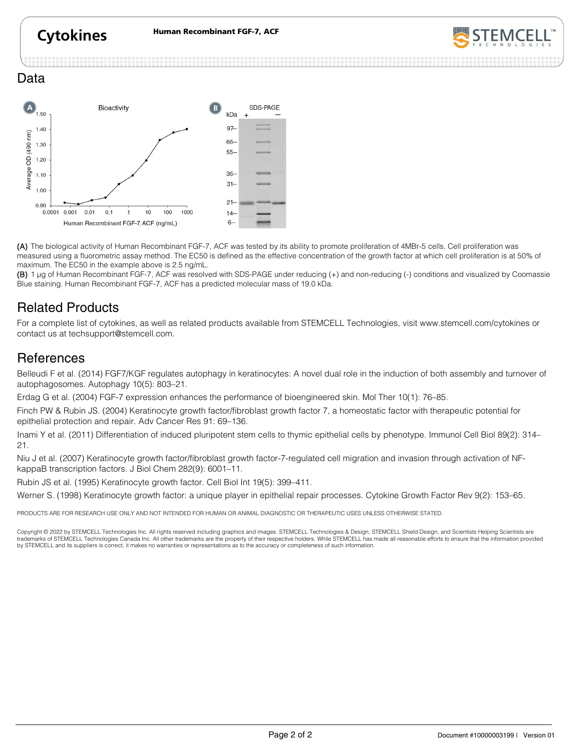## Data

A

Bioactivity

Average OD (490 nm)

1.50
1.40
1.30
1.20
1.10
1.00
0.90

0.0001 0.001 0.01 0.1 1 10 100 1000

Human Recombinant FGF-7, ACF (ng/mL)

B

SDS-PAGE

kDa + −

97--
66--
55--
36--
31--
21--
14--
6--

**(A)** The biological activity of Human Recombinant FGF-7, ACF was tested by its ability to promote proliferation of 4MBr-5 cells. Cell proliferation was measured using a fluorometric assay method. The EC50 is defined as the effective concentration of the growth factor at which cell proliferation is at 50% of maximum. The EC50 in the example above is 2.5 ng/mL.

**(B)** 1 μg of Human Recombinant FGF-7, ACF was resolved with SDS-PAGE under reducing (+) and non-reducing (-) conditions and visualized by Coomassie Blue staining. Human Recombinant FGF-7, ACF has a predicted molecular mass of 19.0 kDa.

## Related Products

For a complete list of cytokines, as well as related products available from STEMCELL Technologies, visit www.stemcell.com/cytokines or contact us at techsupport@stemcell.com.

## References

Belleudi F et al. (2014) FGF7/KGF regulates autophagy in keratinocytes: A novel dual role in the induction of both assembly and turnover of autophagosomes. Autophagy 10(5): 803–21.

Erdag G et al. (2004) FGF-7 expression enhances the performance of bioengineered skin. Mol Ther 10(1): 76–85.

Finch PW & Rubin JS. (2004) Keratinocyte growth factor/fibroblast growth factor 7, a homeostatic factor with therapeutic potential for epithelial protection and repair. Adv Cancer Res 91: 69–136.

Inami Y et al. (2011) Differentiation of induced pluripotent stem cells to thymic epithelial cells by phenotype. Immunol Cell Biol 89(2): 314–21.

Niu J et al. (2007) Keratinocyte growth factor/fibroblast growth factor-7-regulated cell migration and invasion through activation of NF-kappaB transcription factors. J Biol Chem 282(9): 6001–11.

Rubin JS et al. (1995) Keratinocyte growth factor. Cell Biol Int 19(5): 399–411.

Werner S. (1998) Keratinocyte growth factor: a unique player in epithelial repair processes. Cytokine Growth Factor Rev 9(2): 153–65.

PRODUCTS ARE FOR RESEARCH USE ONLY AND NOT INTENDED FOR HUMAN OR ANIMAL DIAGNOSTIC OR THERAPEUTIC USES UNLESS OTHERWISE STATED.

Copyright © 2022 by STEMCELL Technologies Inc. All rights reserved including graphics and images. STEMCELL Technologies & Design, STEMCELL Shield Design, and Scientists Helping Scientists are trademarks of STEMCELL Technologies Canada Inc. All other trademarks are the property of their respective holders. While STEMCELL has made all reasonable efforts to ensure that the information provided by STEMCELL and its suppliers is correct, it makes no warranties or representations as to the accuracy or completeness of such information.